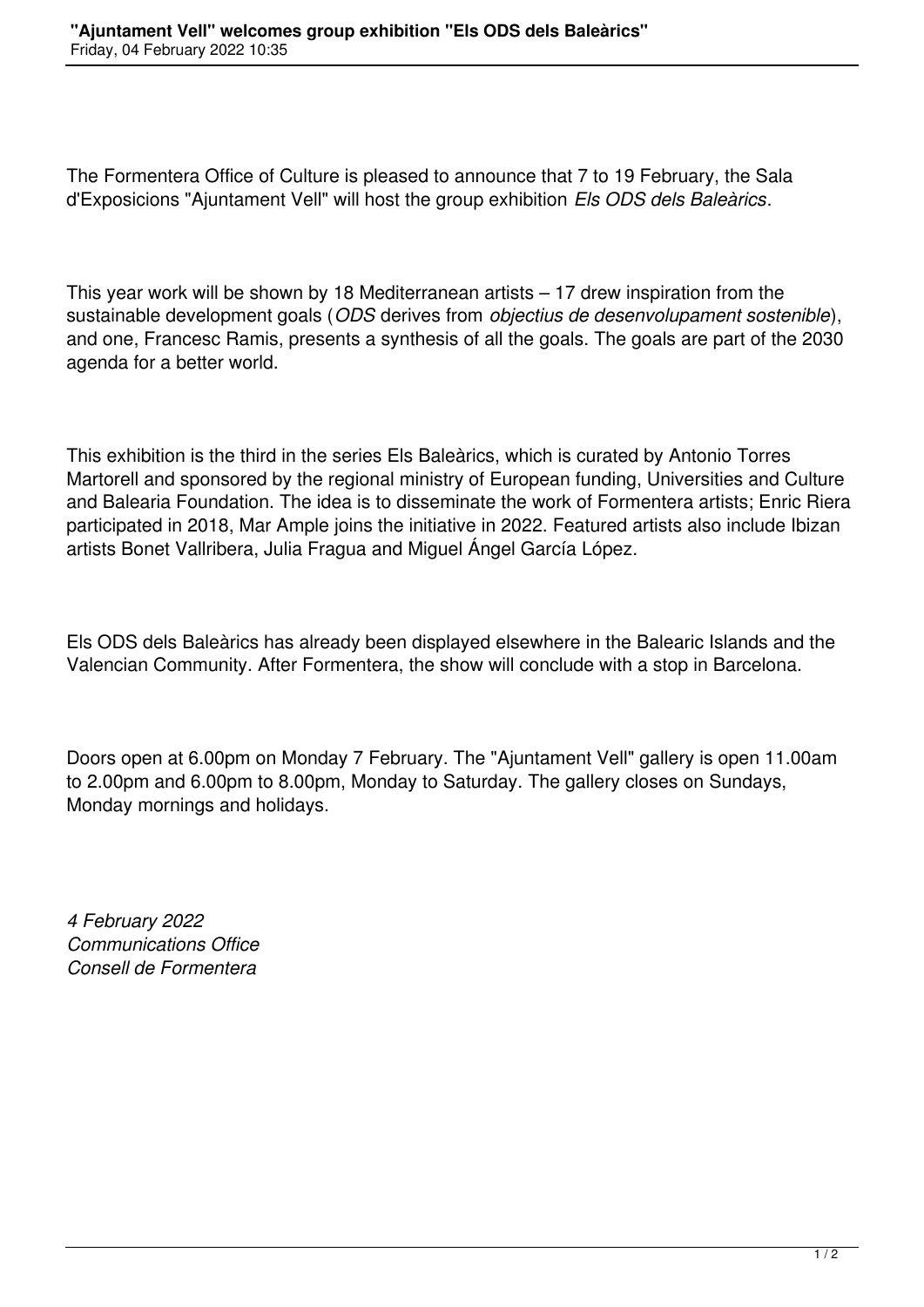# "Ajuntament Vell" welcomes group exhibition "Els ODS dels Baleàrics"

Friday, 04 February 2022 10:35

The Formentera Office of Culture is pleased to announce that 7 to 19 February, the Sala d'Exposicions "Ajuntament Vell" will host the group exhibition *Els ODS dels Baleàrics*.

This year work will be shown by 18 Mediterranean artists – 17 drew inspiration from the sustainable development goals (*ODS* derives from *objectius de desenvolupament sostenible*), and one, Francesc Ramis, presents a synthesis of all the goals. The goals are part of the 2030 agenda for a better world.

This exhibition is the third in the series Els Baleàrics, which is curated by Antonio Torres Martorell and sponsored by the regional ministry of European funding, Universities and Culture and Balearia Foundation. The idea is to disseminate the work of Formentera artists; Enric Riera participated in 2018, Mar Ample joins the initiative in 2022. Featured artists also include Ibizan artists Bonet Vallribera, Julia Fragua and Miguel Ángel García López.

Els ODS dels Baleàrics has already been displayed elsewhere in the Balearic Islands and the Valencian Community. After Formentera, the show will conclude with a stop in Barcelona.

Doors open at 6.00pm on Monday 7 February. The "Ajuntament Vell" gallery is open 11.00am to 2.00pm and 6.00pm to 8.00pm, Monday to Saturday. The gallery closes on Sundays, Monday mornings and holidays.

*4 February 2022*
*Communications Office*
*Consell de Formentera*